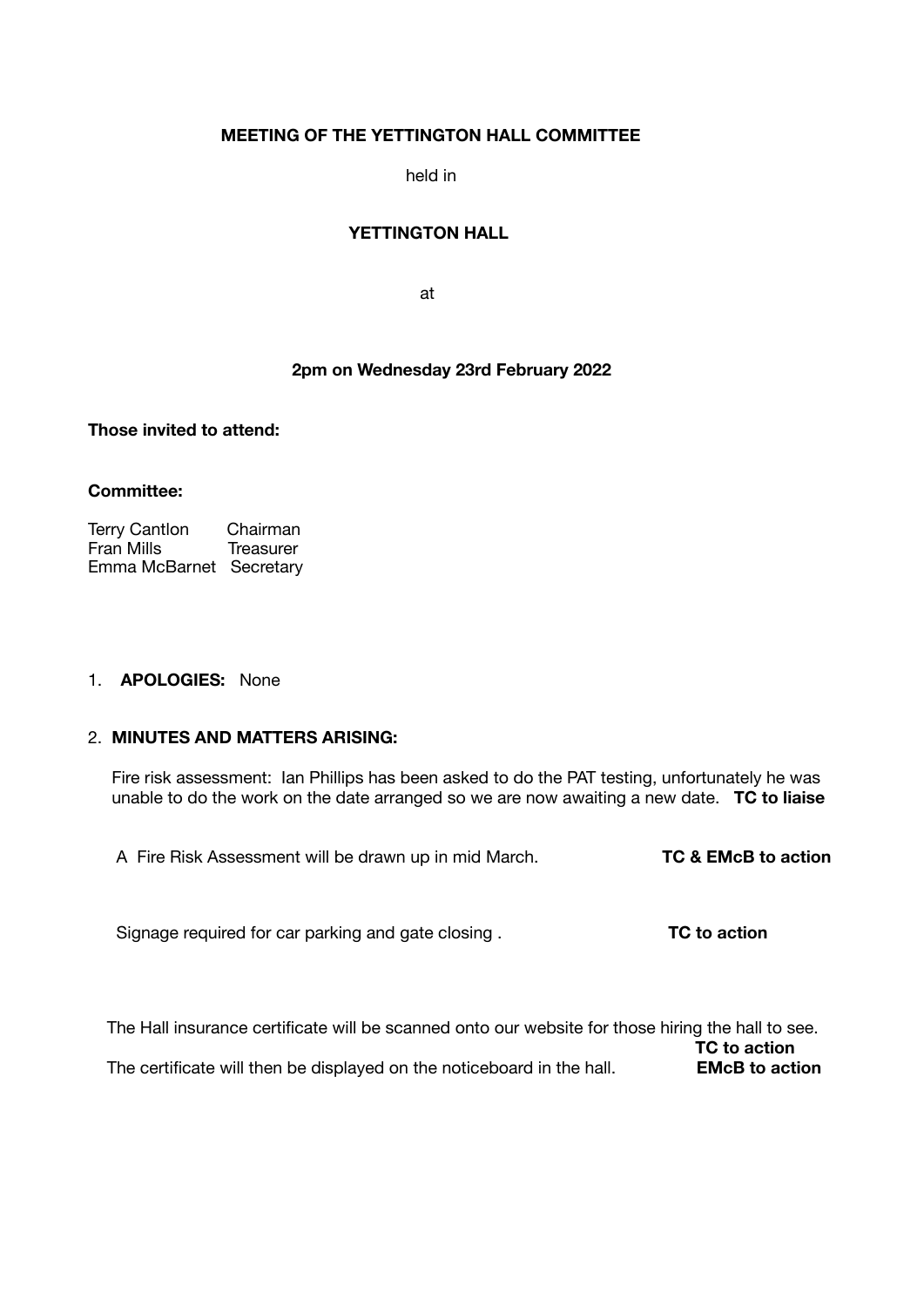**MEETING OF THE YETTINGTON HALL COMMITTEE**

held in

**YETTINGTON HALL**

at

**2pm on Wednesday 23rd February 2022**

**Those invited to attend:**

**Committee:**

Terry Cantlon Chairman
Fran Mills Treasurer
Emma McBarnet Secretary

1. **APOLOGIES:** None

2. **MINUTES AND MATTERS ARISING:**

Fire risk assessment: Ian Phillips has been asked to do the PAT testing, unfortunately he was unable to do the work on the date arranged so we are now awaiting a new date. **TC to liaise**

A Fire Risk Assessment will be drawn up in mid March. **TC & EMcB to action**

Signage required for car parking and gate closing . **TC to action**

The Hall insurance certificate will be scanned onto our website for those hiring the hall to see. **TC to action**

The certificate will then be displayed on the noticeboard in the hall. **EMcB to action**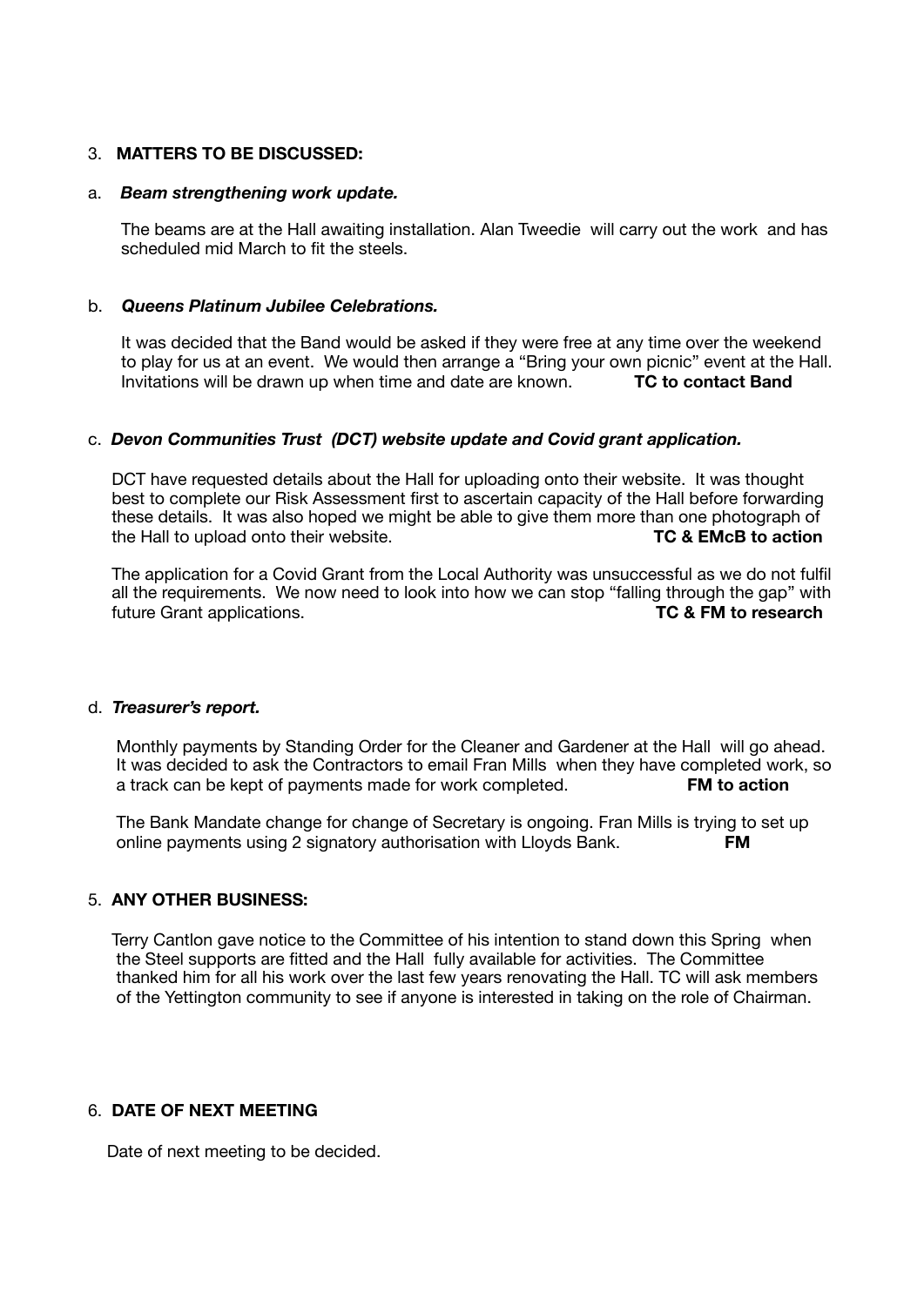## 3. **MATTERS TO BE DISCUSSED:**

### a. ***Beam strengthening work update.***

The beams are at the Hall awaiting installation. Alan Tweedie will carry out the work and has scheduled mid March to fit the steels.

### b. ***Queens Platinum Jubilee Celebrations.***

It was decided that the Band would be asked if they were free at any time over the weekend to play for us at an event. We would then arrange a "Bring your own picnic" event at the Hall. Invitations will be drawn up when time and date are known. **TC to contact Band**

### c. ***Devon Communities Trust (DCT) website update and Covid grant application.***

DCT have requested details about the Hall for uploading onto their website. It was thought best to complete our Risk Assessment first to ascertain capacity of the Hall before forwarding these details. It was also hoped we might be able to give them more than one photograph of the Hall to upload onto their website. **TC & EMcB to action**

The application for a Covid Grant from the Local Authority was unsuccessful as we do not fulfil all the requirements. We now need to look into how we can stop "falling through the gap" with future Grant applications. **TC & FM to research**

### d. ***Treasurer's report.***

Monthly payments by Standing Order for the Cleaner and Gardener at the Hall will go ahead. It was decided to ask the Contractors to email Fran Mills when they have completed work, so a track can be kept of payments made for work completed. **FM to action**

The Bank Mandate change for change of Secretary is ongoing. Fran Mills is trying to set up online payments using 2 signatory authorisation with Lloyds Bank. **FM**

## 5. **ANY OTHER BUSINESS:**

Terry Cantlon gave notice to the Committee of his intention to stand down this Spring when the Steel supports are fitted and the Hall fully available for activities. The Committee thanked him for all his work over the last few years renovating the Hall. TC will ask members of the Yettington community to see if anyone is interested in taking on the role of Chairman.

## 6. **DATE OF NEXT MEETING**

Date of next meeting to be decided.